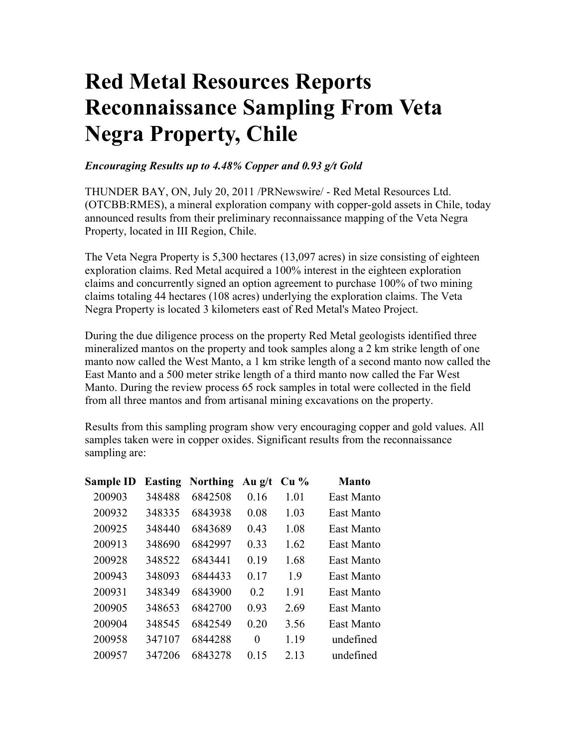# Red Metal Resources Reports Reconnaissance Sampling From Veta Negra Property, Chile

***Encouraging Results up to 4.48% Copper and 0.93 g/t Gold***

THUNDER BAY, ON, July 20, 2011 /PRNewswire/ - Red Metal Resources Ltd. (OTCBB:RMES), a mineral exploration company with copper-gold assets in Chile, today announced results from their preliminary reconnaissance mapping of the Veta Negra Property, located in III Region, Chile.

The Veta Negra Property is 5,300 hectares (13,097 acres) in size consisting of eighteen exploration claims. Red Metal acquired a 100% interest in the eighteen exploration claims and concurrently signed an option agreement to purchase 100% of two mining claims totaling 44 hectares (108 acres) underlying the exploration claims. The Veta Negra Property is located 3 kilometers east of Red Metal's Mateo Project.

During the due diligence process on the property Red Metal geologists identified three mineralized mantos on the property and took samples along a 2 km strike length of one manto now called the West Manto, a 1 km strike length of a second manto now called the East Manto and a 500 meter strike length of a third manto now called the Far West Manto. During the review process 65 rock samples in total were collected in the field from all three mantos and from artisanal mining excavations on the property.

Results from this sampling program show very encouraging copper and gold values. All samples taken were in copper oxides. Significant results from the reconnaissance sampling are:

| Sample ID | Easting | Northing | Au g/t | Cu % | Manto |
|---|---|---|---|---|---|
| 200903 | 348488 | 6842508 | 0.16 | 1.01 | East Manto |
| 200932 | 348335 | 6843938 | 0.08 | 1.03 | East Manto |
| 200925 | 348440 | 6843689 | 0.43 | 1.08 | East Manto |
| 200913 | 348690 | 6842997 | 0.33 | 1.62 | East Manto |
| 200928 | 348522 | 6843441 | 0.19 | 1.68 | East Manto |
| 200943 | 348093 | 6844433 | 0.17 | 1.9 | East Manto |
| 200931 | 348349 | 6843900 | 0.2 | 1.91 | East Manto |
| 200905 | 348653 | 6842700 | 0.93 | 2.69 | East Manto |
| 200904 | 348545 | 6842549 | 0.20 | 3.56 | East Manto |
| 200958 | 347107 | 6844288 | 0 | 1.19 | undefined |
| 200957 | 347206 | 6843278 | 0.15 | 2.13 | undefined |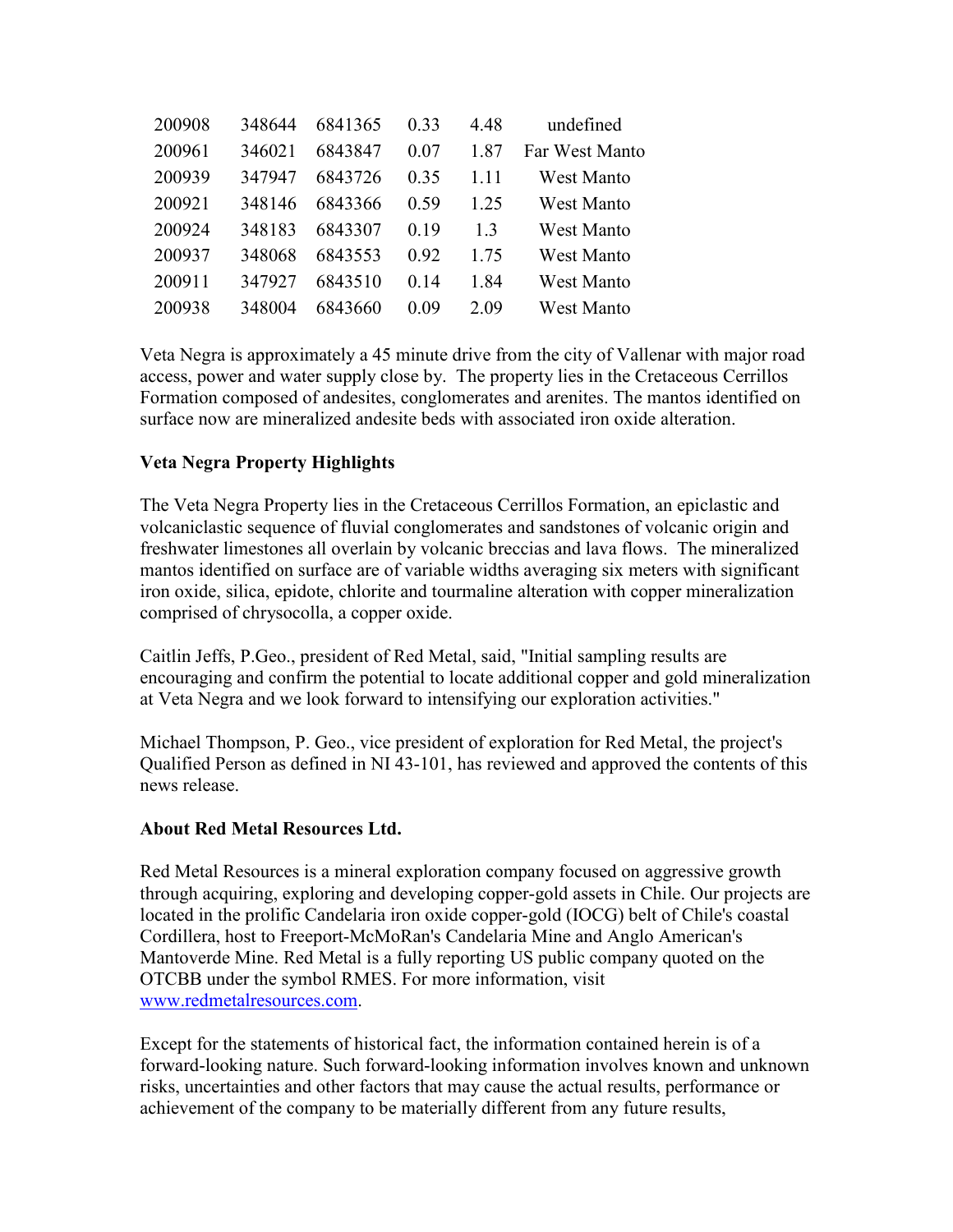| | | | | | |
|---|---|---|---|---|---|
| 200908 | 348644 | 6841365 | 0.33 | 4.48 | undefined |
| 200961 | 346021 | 6843847 | 0.07 | 1.87 | Far West Manto |
| 200939 | 347947 | 6843726 | 0.35 | 1.11 | West Manto |
| 200921 | 348146 | 6843366 | 0.59 | 1.25 | West Manto |
| 200924 | 348183 | 6843307 | 0.19 | 1.3 | West Manto |
| 200937 | 348068 | 6843553 | 0.92 | 1.75 | West Manto |
| 200911 | 347927 | 6843510 | 0.14 | 1.84 | West Manto |
| 200938 | 348004 | 6843660 | 0.09 | 2.09 | West Manto |

Veta Negra is approximately a 45 minute drive from the city of Vallenar with major road access, power and water supply close by. The property lies in the Cretaceous Cerrillos Formation composed of andesites, conglomerates and arenites. The mantos identified on surface now are mineralized andesite beds with associated iron oxide alteration.

**Veta Negra Property Highlights**

The Veta Negra Property lies in the Cretaceous Cerrillos Formation, an epiclastic and volcaniclastic sequence of fluvial conglomerates and sandstones of volcanic origin and freshwater limestones all overlain by volcanic breccias and lava flows. The mineralized mantos identified on surface are of variable widths averaging six meters with significant iron oxide, silica, epidote, chlorite and tourmaline alteration with copper mineralization comprised of chrysocolla, a copper oxide.

Caitlin Jeffs, P.Geo., president of Red Metal, said, "Initial sampling results are encouraging and confirm the potential to locate additional copper and gold mineralization at Veta Negra and we look forward to intensifying our exploration activities."

Michael Thompson, P. Geo., vice president of exploration for Red Metal, the project's Qualified Person as defined in NI 43-101, has reviewed and approved the contents of this news release.

**About Red Metal Resources Ltd.**

Red Metal Resources is a mineral exploration company focused on aggressive growth through acquiring, exploring and developing copper-gold assets in Chile. Our projects are located in the prolific Candelaria iron oxide copper-gold (IOCG) belt of Chile's coastal Cordillera, host to Freeport-McMoRan's Candelaria Mine and Anglo American's Mantoverde Mine. Red Metal is a fully reporting US public company quoted on the OTCBB under the symbol RMES. For more information, visit [www.redmetalresources.com](http://www.redmetalresources.com).

Except for the statements of historical fact, the information contained herein is of a forward-looking nature. Such forward-looking information involves known and unknown risks, uncertainties and other factors that may cause the actual results, performance or achievement of the company to be materially different from any future results,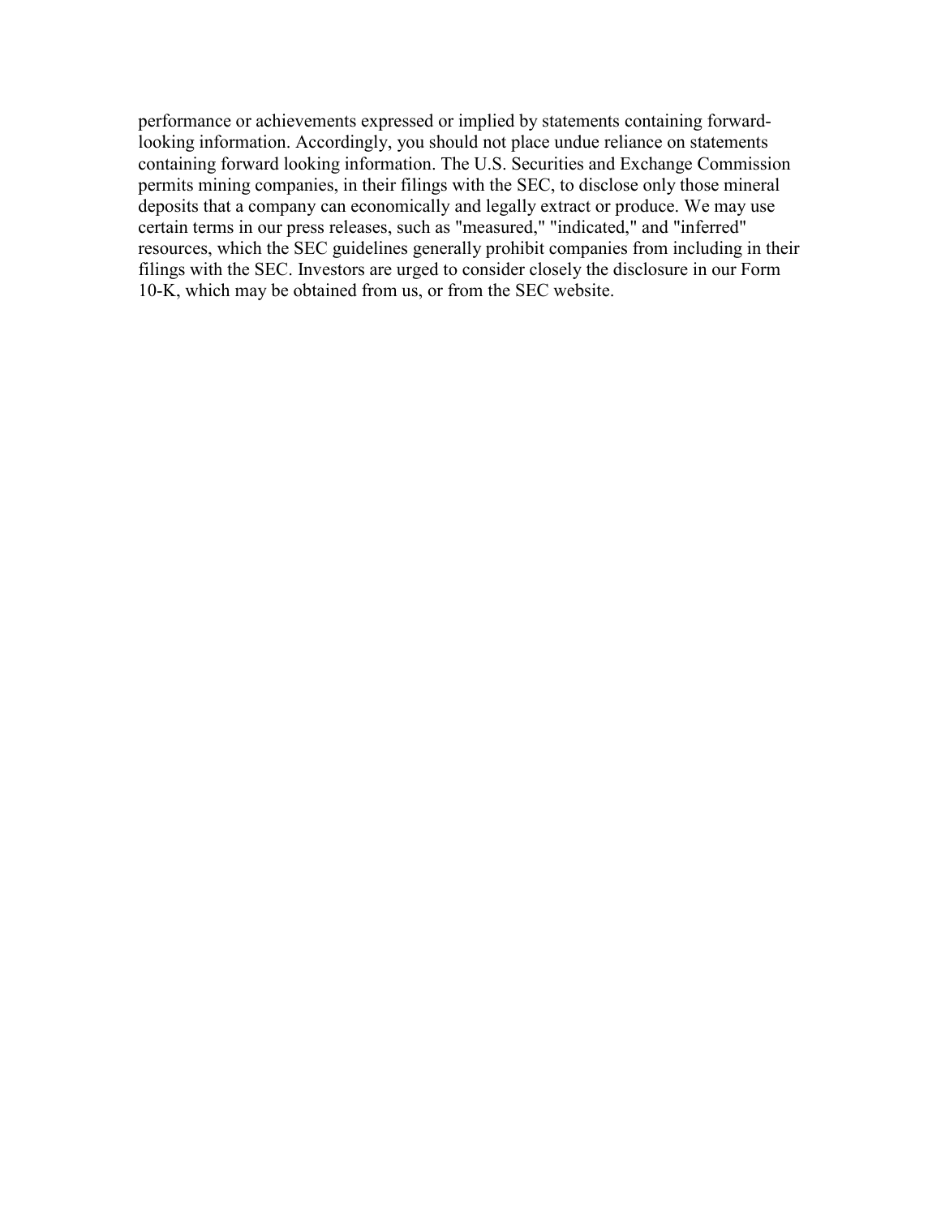performance or achievements expressed or implied by statements containing forward-looking information. Accordingly, you should not place undue reliance on statements containing forward looking information. The U.S. Securities and Exchange Commission permits mining companies, in their filings with the SEC, to disclose only those mineral deposits that a company can economically and legally extract or produce. We may use certain terms in our press releases, such as "measured," "indicated," and "inferred" resources, which the SEC guidelines generally prohibit companies from including in their filings with the SEC. Investors are urged to consider closely the disclosure in our Form 10-K, which may be obtained from us, or from the SEC website.